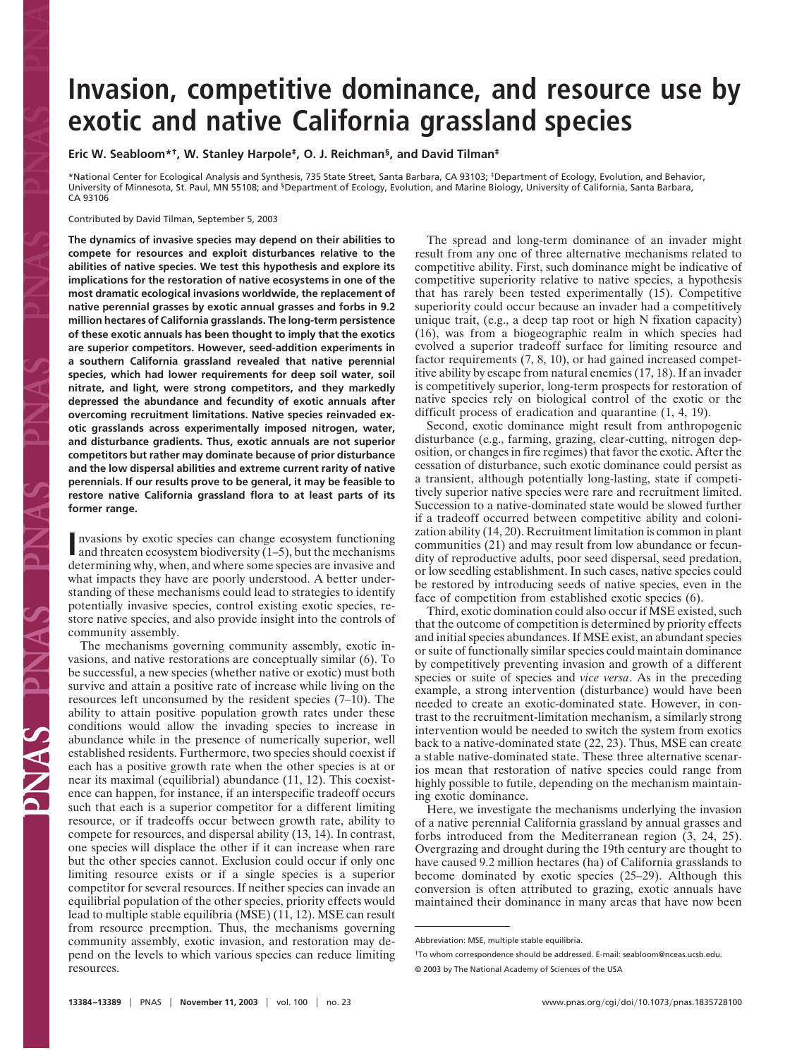# Invasion, competitive dominance, and resource use by exotic and native California grassland species

**Eric W. Seabloom*†, W. Stanley Harpole‡, O. J. Reichman§, and David Tilman‡**

*National Center for Ecological Analysis and Synthesis, 735 State Street, Santa Barbara, CA 93103; ‡Department of Ecology, Evolution, and Behavior, University of Minnesota, St. Paul, MN 55108; and §Department of Ecology, Evolution, and Marine Biology, University of California, Santa Barbara, CA 93106

Contributed by David Tilman, September 5, 2003

**The dynamics of invasive species may depend on their abilities to compete for resources and exploit disturbances relative to the abilities of native species. We test this hypothesis and explore its implications for the restoration of native ecosystems in one of the most dramatic ecological invasions worldwide, the replacement of native perennial grasses by exotic annual grasses and forbs in 9.2 million hectares of California grasslands. The long-term persistence of these exotic annuals has been thought to imply that the exotics are superior competitors. However, seed-addition experiments in a southern California grassland revealed that native perennial species, which had lower requirements for deep soil water, soil nitrate, and light, were strong competitors, and they markedly depressed the abundance and fecundity of exotic annuals after overcoming recruitment limitations. Native species reinvaded exotic grasslands across experimentally imposed nitrogen, water, and disturbance gradients. Thus, exotic annuals are not superior competitors but rather may dominate because of prior disturbance and the low dispersal abilities and extreme current rarity of native perennials. If our results prove to be general, it may be feasible to restore native California grassland flora to at least parts of its former range.**

Invasions by exotic species can change ecosystem functioning and threaten ecosystem biodiversity (1–5), but the mechanisms determining why, when, and where some species are invasive and what impacts they have are poorly understood. A better understanding of these mechanisms could lead to strategies to identify potentially invasive species, control existing exotic species, restore native species, and also provide insight into the controls of community assembly.

The mechanisms governing community assembly, exotic invasions, and native restorations are conceptually similar (6). To be successful, a new species (whether native or exotic) must both survive and attain a positive rate of increase while living on the resources left unconsumed by the resident species (7–10). The ability to attain positive population growth rates under these conditions would allow the invading species to increase in abundance while in the presence of numerically superior, well established residents. Furthermore, two species should coexist if each has a positive growth rate when the other species is at or near its maximal (equilibrial) abundance (11, 12). This coexistence can happen, for instance, if an interspecific tradeoff occurs such that each is a superior competitor for a different limiting resource, or if tradeoffs occur between growth rate, ability to compete for resources, and dispersal ability (13, 14). In contrast, one species will displace the other if it can increase when rare but the other species cannot. Exclusion could occur if only one limiting resource exists or if a single species is a superior competitor for several resources. If neither species can invade an equilibrial population of the other species, priority effects would lead to multiple stable equilibria (MSE) (11, 12). MSE can result from resource preemption. Thus, the mechanisms governing community assembly, exotic invasion, and restoration may depend on the levels to which various species can reduce limiting resources.

The spread and long-term dominance of an invader might result from any one of three alternative mechanisms related to competitive ability. First, such dominance might be indicative of competitive superiority relative to native species, a hypothesis that has rarely been tested experimentally (15). Competitive superiority could occur because an invader had a competitively unique trait, (e.g., a deep tap root or high N fixation capacity) (16), was from a biogeographic realm in which species had evolved a superior tradeoff surface for limiting resource and factor requirements (7, 8, 10), or had gained increased competitive ability by escape from natural enemies (17, 18). If an invader is competitively superior, long-term prospects for restoration of native species rely on biological control of the exotic or the difficult process of eradication and quarantine (1, 4, 19).

Second, exotic dominance might result from anthropogenic disturbance (e.g., farming, grazing, clear-cutting, nitrogen deposition, or changes in fire regimes) that favor the exotic. After the cessation of disturbance, such exotic dominance could persist as a transient, although potentially long-lasting, state if competitively superior native species were rare and recruitment limited. Succession to a native-dominated state would be slowed further if a tradeoff occurred between competitive ability and colonization ability (14, 20). Recruitment limitation is common in plant communities (21) and may result from low abundance or fecundity of reproductive adults, poor seed dispersal, seed predation, or low seedling establishment. In such cases, native species could be restored by introducing seeds of native species, even in the face of competition from established exotic species (6).

Third, exotic domination could also occur if MSE existed, such that the outcome of competition is determined by priority effects and initial species abundances. If MSE exist, an abundant species or suite of functionally similar species could maintain dominance by competitively preventing invasion and growth of a different species or suite of species and *vice versa*. As in the preceding example, a strong intervention (disturbance) would have been needed to create an exotic-dominated state. However, in contrast to the recruitment-limitation mechanism, a similarly strong intervention would be needed to switch the system from exotics back to a native-dominated state (22, 23). Thus, MSE can create a stable native-dominated state. These three alternative scenarios mean that restoration of native species could range from highly possible to futile, depending on the mechanism maintaining exotic dominance.

Here, we investigate the mechanisms underlying the invasion of a native perennial California grassland by annual grasses and forbs introduced from the Mediterranean region (3, 24, 25). Overgrazing and drought during the 19th century are thought to have caused 9.2 million hectares (ha) of California grasslands to become dominated by exotic species (25–29). Although this conversion is often attributed to grazing, exotic annuals have maintained their dominance in many areas that have now been

---

Abbreviation: MSE, multiple stable equilibria.

†To whom correspondence should be addressed. E-mail: seabloom@nceas.ucsb.edu.

© 2003 by The National Academy of Sciences of the USA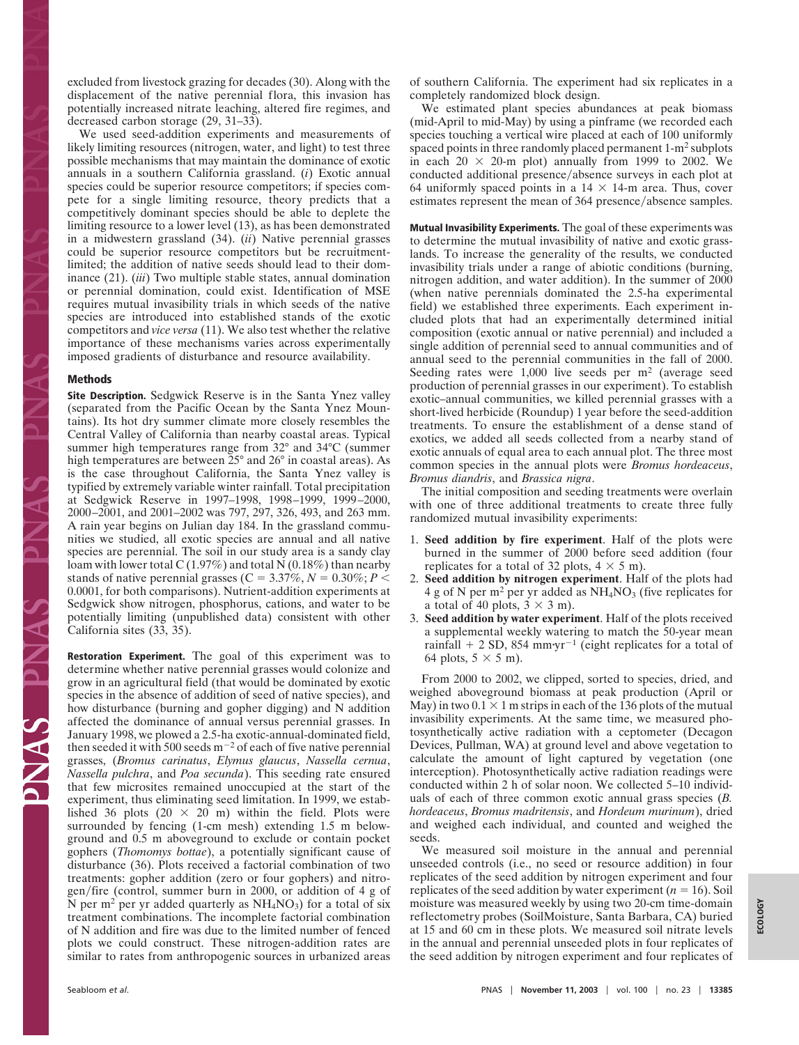excluded from livestock grazing for decades (30). Along with the displacement of the native perennial flora, this invasion has potentially increased nitrate leaching, altered fire regimes, and decreased carbon storage (29, 31–33).

We used seed-addition experiments and measurements of likely limiting resources (nitrogen, water, and light) to test three possible mechanisms that may maintain the dominance of exotic annuals in a southern California grassland. (*i*) Exotic annual species could be superior resource competitors; if species compete for a single limiting resource, theory predicts that a competitively dominant species should be able to deplete the limiting resource to a lower level (13), as has been demonstrated in a midwestern grassland (34). (*ii*) Native perennial grasses could be superior resource competitors but be recruitment-limited; the addition of native seeds should lead to their dominance (21). (*iii*) Two multiple stable states, annual domination or perennial domination, could exist. Identification of MSE requires mutual invasibility trials in which seeds of the native species are introduced into established stands of the exotic competitors and *vice versa* (11). We also test whether the relative importance of these mechanisms varies across experimentally imposed gradients of disturbance and resource availability.

## Methods

**Site Description.** Sedgwick Reserve is in the Santa Ynez valley (separated from the Pacific Ocean by the Santa Ynez Mountains). Its hot dry summer climate more closely resembles the Central Valley of California than nearby coastal areas. Typical summer high temperatures range from 32° and 34°C (summer high temperatures are between 25° and 26° in coastal areas). As is the case throughout California, the Santa Ynez valley is typified by extremely variable winter rainfall. Total precipitation at Sedgwick Reserve in 1997–1998, 1998–1999, 1999–2000, 2000–2001, and 2001–2002 was 797, 297, 326, 493, and 263 mm. A rain year begins on Julian day 184. In the grassland communities we studied, all exotic species are annual and all native species are perennial. The soil in our study area is a sandy clay loam with lower total C (1.97%) and total N (0.18%) than nearby stands of native perennial grasses (C = 3.37%, $N = 0.30\%$; $P < 0.0001$, for both comparisons). Nutrient-addition experiments at Sedgwick show nitrogen, phosphorus, cations, and water to be potentially limiting (unpublished data) consistent with other California sites (33, 35).

**Restoration Experiment.** The goal of this experiment was to determine whether native perennial grasses would colonize and grow in an agricultural field (that would be dominated by exotic species in the absence of addition of seed of native species), and how disturbance (burning and gopher digging) and N addition affected the dominance of annual versus perennial grasses. In January 1998, we plowed a 2.5-ha exotic-annual-dominated field, then seeded it with 500 seeds $m^{-2}$ of each of five native perennial grasses, (*Bromus carinatus*, *Elymus glaucus*, *Nassella cernua*, *Nassella pulchra*, and *Poa secunda*). This seeding rate ensured that few microsites remained unoccupied at the start of the experiment, thus eliminating seed limitation. In 1999, we established 36 plots (20 × 20 m) within the field. Plots were surrounded by fencing (1-cm mesh) extending 1.5 m belowground and 0.5 m aboveground to exclude or contain pocket gophers (*Thomomys bottae*), a potentially significant cause of disturbance (36). Plots received a factorial combination of two treatments: gopher addition (zero or four gophers) and nitrogen/fire (control, summer burn in 2000, or addition of 4 g of N per $m^2$ per yr added quarterly as $NH_4NO_3$) for a total of six treatment combinations. The incomplete factorial combination of N addition and fire was due to the limited number of fenced plots we could construct. These nitrogen-addition rates are similar to rates from anthropogenic sources in urbanized areas of southern California. The experiment had six replicates in a completely randomized block design.

We estimated plant species abundances at peak biomass (mid-April to mid-May) by using a pinframe (we recorded each species touching a vertical wire placed at each of 100 uniformly spaced points in three randomly placed permanent 1-$m^2$ subplots in each 20 × 20-m plot) annually from 1999 to 2002. We conducted additional presence/absence surveys in each plot at 64 uniformly spaced points in a 14 × 14-m area. Thus, cover estimates represent the mean of 364 presence/absence samples.

**Mutual Invasibility Experiments.** The goal of these experiments was to determine the mutual invasibility of native and exotic grasslands. To increase the generality of the results, we conducted invasibility trials under a range of abiotic conditions (burning, nitrogen addition, and water addition). In the summer of 2000 (when native perennials dominated the 2.5-ha experimental field) we established three experiments. Each experiment included plots that had an experimentally determined initial composition (exotic annual or native perennial) and included a single addition of perennial seed to annual communities and of annual seed to the perennial communities in the fall of 2000. Seeding rates were 1,000 live seeds per $m^2$ (average seed production of perennial grasses in our experiment). To establish exotic–annual communities, we killed perennial grasses with a short-lived herbicide (Roundup) 1 year before the seed-addition treatments. To ensure the establishment of a dense stand of exotics, we added all seeds collected from a nearby stand of exotic annuals of equal area to each annual plot. The three most common species in the annual plots were *Bromus hordeaceus*, *Bromus diandris*, and *Brassica nigra*.

The initial composition and seeding treatments were overlain with one of three additional treatments to create three fully randomized mutual invasibility experiments:

1. **Seed addition by fire experiment**. Half of the plots were burned in the summer of 2000 before seed addition (four replicates for a total of 32 plots, 4 × 5 m).
2. **Seed addition by nitrogen experiment**. Half of the plots had 4 g of N per $m^2$ per yr added as $NH_4NO_3$ (five replicates for a total of 40 plots, 3 × 3 m).
3. **Seed addition by water experiment**. Half of the plots received a supplemental weekly watering to match the 50-year mean rainfall + 2 SD, 854 mm·$yr^{-1}$ (eight replicates for a total of 64 plots, 5 × 5 m).

From 2000 to 2002, we clipped, sorted to species, dried, and weighed aboveground biomass at peak production (April or May) in two 0.1 × 1 m strips in each of the 136 plots of the mutual invasibility experiments. At the same time, we measured photosynthetically active radiation with a ceptometer (Decagon Devices, Pullman, WA) at ground level and above vegetation to calculate the amount of light captured by vegetation (one interception). Photosynthetically active radiation readings were conducted within 2 h of solar noon. We collected 5–10 individuals of each of three common exotic annual grass species (*B. hordeaceus*, *Bromus madritensis*, and *Hordeum murinum*), dried and weighed each individual, and counted and weighed the seeds.

We measured soil moisture in the annual and perennial unseeded controls (i.e., no seed or resource addition) in four replicates of the seed addition by nitrogen experiment and four replicates of the seed addition by water experiment ($n = 16$). Soil moisture was measured weekly by using two 20-cm time-domain reflectometry probes (SoilMoisture, Santa Barbara, CA) buried at 15 and 60 cm in these plots. We measured soil nitrate levels in the annual and perennial unseeded plots in four replicates of the seed addition by nitrogen experiment and four replicates of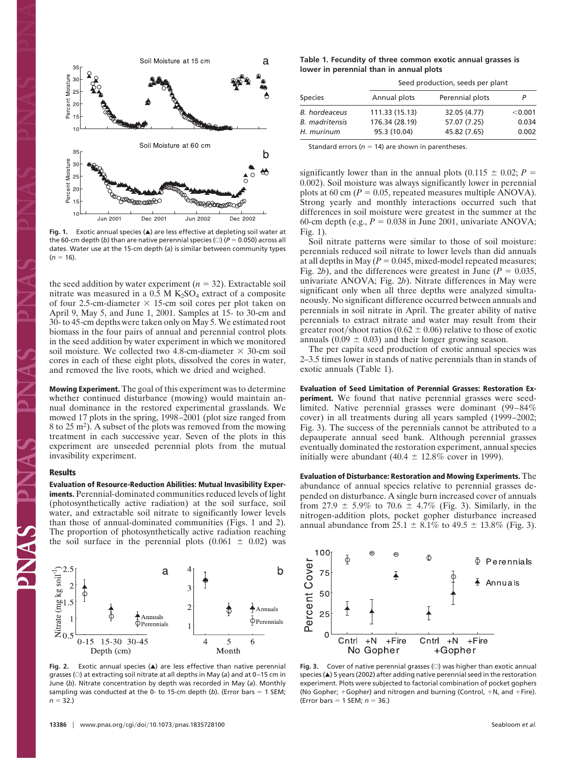Fig. 1. Exotic annual species (▲) are less effective at depleting soil water at the 60-cm depth (*b*) than are native perennial species (○) ($P = 0.050$) across all dates. Water use at the 15-cm depth (*a*) is similar between community types ($n = 16$).

the seed addition by water experiment ($n = 32$). Extractable soil nitrate was measured in a 0.5 M $K_2SO_4$ extract of a composite of four 2.5-cm-diameter × 15-cm soil cores per plot taken on April 9, May 5, and June 1, 2001. Samples at 15- to 30-cm and 30- to 45-cm depths were taken only on May 5. We estimated root biomass in the four pairs of annual and perennial control plots in the seed addition by water experiment in which we monitored soil moisture. We collected two 4.8-cm-diameter × 30-cm soil cores in each of these eight plots, dissolved the cores in water, and removed the live roots, which we dried and weighed.

**Mowing Experiment.** The goal of this experiment was to determine whether continued disturbance (mowing) would maintain annual dominance in the restored experimental grasslands. We mowed 17 plots in the spring, 1998–2001 (plot size ranged from 8 to 25 m²). A subset of the plots was removed from the mowing treatment in each successive year. Seven of the plots in this experiment are unseeded perennial plots from the mutual invasibility experiment.

## Results

**Evaluation of Resource-Reduction Abilities: Mutual Invasibility Experiments.** Perennial-dominated communities reduced levels of light (photosynthetically active radiation) at the soil surface, soil water, and extractable soil nitrate to significantly lower levels than those of annual-dominated communities (Figs. 1 and 2). The proportion of photosynthetically active radiation reaching the soil surface in the perennial plots ($0.061 \pm 0.02$) was significantly lower than in the annual plots ($0.115 \pm 0.02$; $P = 0.002$). Soil moisture was always significantly lower in perennial plots at 60 cm ($P = 0.05$, repeated measures multiple ANOVA). Strong yearly and monthly interactions occurred such that differences in soil moisture were greatest in the summer at the 60-cm depth (e.g., $P = 0.038$ in June 2001, univariate ANOVA; Fig. 1).

Soil nitrate patterns were similar to those of soil moisture: perennials reduced soil nitrate to lower levels than did annuals at all depths in May ($P = 0.045$, mixed-model repeated measures; Fig. 2*b*), and the differences were greatest in June ($P = 0.035$, univariate ANOVA; Fig. 2*b*). Nitrate differences in May were significant only when all three depths were analyzed simultaneously. No significant difference occurred between annuals and perennials in soil nitrate in April. The greater ability of native perennials to extract nitrate and water may result from their greater root/shoot ratios ($0.62 \pm 0.06$) relative to those of exotic annuals ($0.09 \pm 0.03$) and their longer growing season.

The per capita seed production of exotic annual species was 2–3.5 times lower in stands of native perennials than in stands of exotic annuals (Table 1).

**Table 1. Fecundity of three common exotic annual grasses is lower in perennial than in annual plots**

| | Seed production, seeds per plant | | |
|---|---|---|---|
| Species | Annual plots | Perennial plots | *P* |
| *B. hordeaceus* | 111.33 (15.13) | 32.05 (4.77) | <0.001 |
| *B. madritensis* | 176.34 (28.19) | 57.07 (7.25) | 0.034 |
| *H. murinum* | 95.3 (10.04) | 45.82 (7.65) | 0.002 |

Standard errors ($n = 14$) are shown in parentheses.

**Evaluation of Seed Limitation of Perennial Grasses: Restoration Experiment.** We found that native perennial grasses were seed-limited. Native perennial grasses were dominant (99–84% cover) in all treatments during all years sampled (1999–2002; Fig. 3). The success of the perennials cannot be attributed to a depauperate annual seed bank. Although perennial grasses eventually dominated the restoration experiment, annual species initially were abundant ($40.4 \pm 12.8$% cover in 1999).

**Evaluation of Disturbance: Restoration and Mowing Experiments.** The abundance of annual species relative to perennial grasses depended on disturbance. A single burn increased cover of annuals from $27.9 \pm 5.9$% to $70.6 \pm 4.7$% (Fig. 3). Similarly, in the nitrogen-addition plots, pocket gopher disturbance increased annual abundance from $25.1 \pm 8.1$% to $49.5 \pm 13.8$% (Fig. 3).

Fig. 2. Exotic annual species (▲) are less effective than native perennial grasses (○) at extracting soil nitrate at all depths in May (*a*) and at 0–15 cm in June (*b*). Nitrate concentration by depth was recorded in May (*a*). Monthly sampling was conducted at the 0- to 15-cm depth (*b*). (Error bars = 1 SEM; $n = 32$.)

Fig. 3. Cover of native perennial grasses (○) was higher than exotic annual species (▲) 5 years (2002) after adding native perennial seed in the restoration experiment. Plots were subjected to factorial combination of pocket gophers (No Gopher; +Gopher) and nitrogen and burning (Control, +N, and +Fire). (Error bars = 1 SEM; $n = 36$.)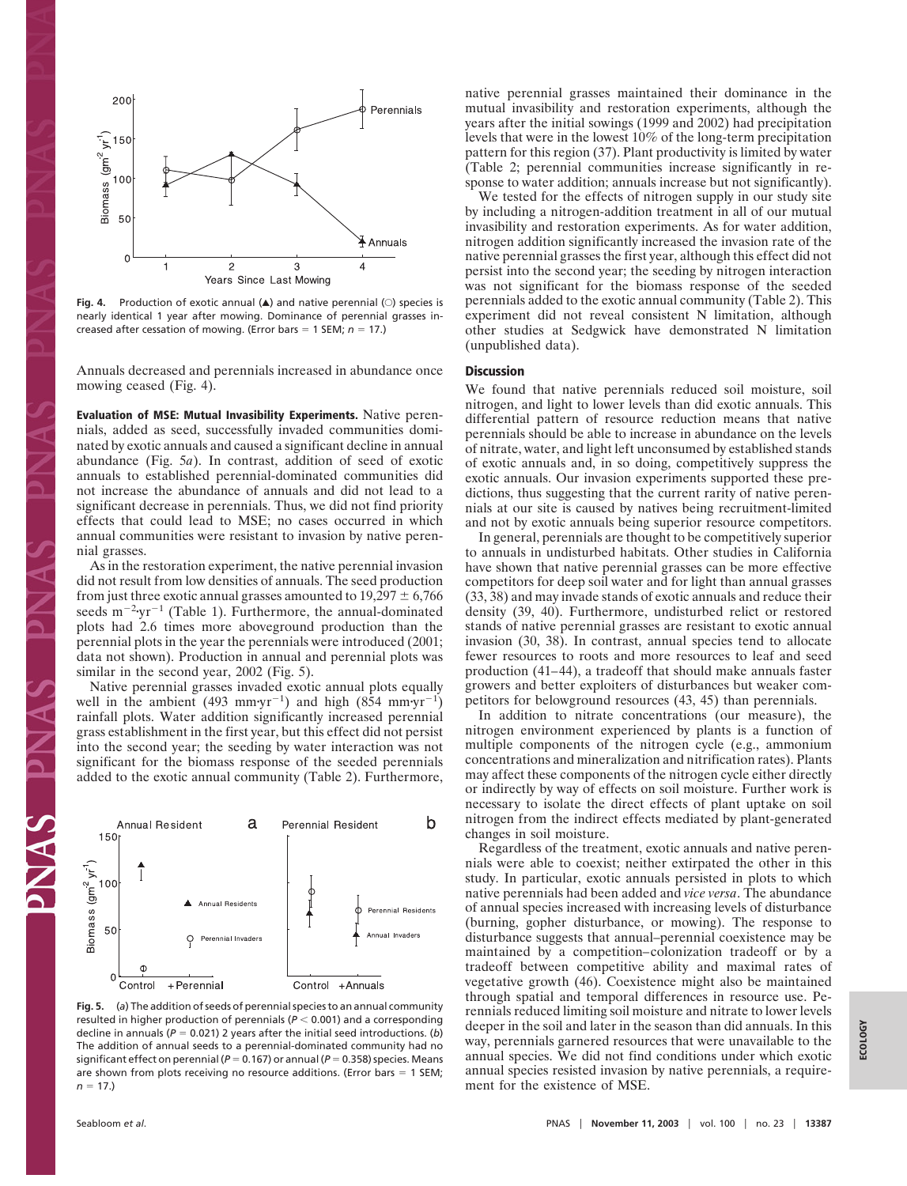200
150
100
50
0
Biomass (gm$^{-2}$ yr$^{-1}$)
1
2
3
4
Years Since Last Mowing
Perennials
Annuals

**Fig. 4.** Production of exotic annual (▲) and native perennial (○) species is nearly identical 1 year after mowing. Dominance of perennial grasses increased after cessation of mowing. (Error bars = 1 SEM; $n = 17$.)

Annuals decreased and perennials increased in abundance once mowing ceased (Fig. 4).

**Evaluation of MSE: Mutual Invasibility Experiments.** Native perennials, added as seed, successfully invaded communities dominated by exotic annuals and caused a significant decline in annual abundance (Fig. 5*a*). In contrast, addition of seed of exotic annuals to established perennial-dominated communities did not increase the abundance of annuals and did not lead to a significant decrease in perennials. Thus, we did not find priority effects that could lead to MSE; no cases occurred in which annual communities were resistant to invasion by native perennial grasses.

As in the restoration experiment, the native perennial invasion did not result from low densities of annuals. The seed production from just three exotic annual grasses amounted to $19{,}297 \pm 6{,}766$ seeds m$^{-2}$·yr$^{-1}$ (Table 1). Furthermore, the annual-dominated plots had 2.6 times more aboveground production than the perennial plots in the year the perennials were introduced (2001; data not shown). Production in annual and perennial plots was similar in the second year, 2002 (Fig. 5).

Native perennial grasses invaded exotic annual plots equally well in the ambient (493 mm·yr$^{-1}$) and high (854 mm·yr$^{-1}$) rainfall plots. Water addition significantly increased perennial grass establishment in the first year, but this effect did not persist into the second year; the seeding by water interaction was not significant for the biomass response of the seeded perennials added to the exotic annual community (Table 2). Furthermore, native perennial grasses maintained their dominance in the mutual invasibility and restoration experiments, although the years after the initial sowings (1999 and 2002) had precipitation levels that were in the lowest 10% of the long-term precipitation pattern for this region (37). Plant productivity is limited by water (Table 2; perennial communities increase significantly in response to water addition; annuals increase but not significantly).

We tested for the effects of nitrogen supply in our study site by including a nitrogen-addition treatment in all of our mutual invasibility and restoration experiments. As for water addition, nitrogen addition significantly increased the invasion rate of the native perennial grasses the first year, although this effect did not persist into the second year; the seeding by nitrogen interaction was not significant for the biomass response of the seeded perennials added to the exotic annual community (Table 2). This experiment did not reveal consistent N limitation, although other studies at Sedgwick have demonstrated N limitation (unpublished data).

Annual Resident
a
Perennial Resident
b
150
100
50
0
Biomass (gm$^{-2}$ yr$^{-1}$)
Annual Residents
Perennial Invaders
Perennial Residents
Annual Invaders
Control
+Perennial
Control
+Annuals

**Fig. 5.** (*a*) The addition of seeds of perennial species to an annual community resulted in higher production of perennials ($P < 0.001$) and a corresponding decline in annuals ($P = 0.021$) 2 years after the initial seed introductions. (*b*) The addition of annual seeds to a perennial-dominated community had no significant effect on perennial ($P = 0.167$) or annual ($P = 0.358$) species. Means are shown from plots receiving no resource additions. (Error bars = 1 SEM; $n = 17$.)

## Discussion

We found that native perennials reduced soil moisture, soil nitrogen, and light to lower levels than did exotic annuals. This differential pattern of resource reduction means that native perennials should be able to increase in abundance on the levels of nitrate, water, and light left unconsumed by established stands of exotic annuals and, in so doing, competitively suppress the exotic annuals. Our invasion experiments supported these predictions, thus suggesting that the current rarity of native perennials at our site is caused by natives being recruitment-limited and not by exotic annuals being superior resource competitors.

In general, perennials are thought to be competitively superior to annuals in undisturbed habitats. Other studies in California have shown that native perennial grasses can be more effective competitors for deep soil water and for light than annual grasses (33, 38) and may invade stands of exotic annuals and reduce their density (39, 40). Furthermore, undisturbed relict or restored stands of native perennial grasses are resistant to exotic annual invasion (30, 38). In contrast, annual species tend to allocate fewer resources to roots and more resources to leaf and seed production (41–44), a tradeoff that should make annuals faster growers and better exploiters of disturbances but weaker competitors for belowground resources (43, 45) than perennials.

In addition to nitrate concentrations (our measure), the nitrogen environment experienced by plants is a function of multiple components of the nitrogen cycle (e.g., ammonium concentrations and mineralization and nitrification rates). Plants may affect these components of the nitrogen cycle either directly or indirectly by way of effects on soil moisture. Further work is necessary to isolate the direct effects of plant uptake on soil nitrogen from the indirect effects mediated by plant-generated changes in soil moisture.

Regardless of the treatment, exotic annuals and native perennials were able to coexist; neither extirpated the other in this study. In particular, exotic annuals persisted in plots to which native perennials had been added and *vice versa*. The abundance of annual species increased with increasing levels of disturbance (burning, gopher disturbance, or mowing). The response to disturbance suggests that annual–perennial coexistence may be maintained by a competition–colonization tradeoff or by a tradeoff between competitive ability and maximal rates of vegetative growth (46). Coexistence might also be maintained through spatial and temporal differences in resource use. Perennials reduced limiting soil moisture and nitrate to lower levels deeper in the soil and later in the season than did annuals. In this way, perennials garnered resources that were unavailable to the annual species. We did not find conditions under which exotic annual species resisted invasion by native perennials, a requirement for the existence of MSE.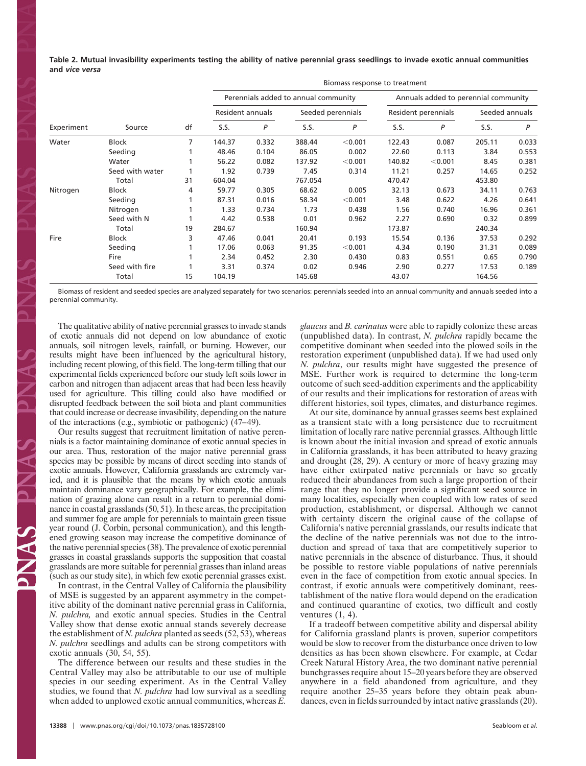**Table 2. Mutual invasibility experiments testing the ability of native perennial grass seedlings to invade exotic annual communities and *vice versa***

| | | | Biomass response to treatment | | | | | | | |
|---|---|---|---|---|---|---|---|---|---|---|
| | | | Perennials added to annual community | | | | Annuals added to perennial community | | | |
| | | | Resident annuals | | Seeded perennials | | Resident perennials | | Seeded annuals | |
| Experiment | Source | df | S.S. | *P* | S.S. | *P* | S.S. | *P* | S.S. | *P* |
| Water | Block | 7 | 144.37 | 0.332 | 388.44 | <0.001 | 122.43 | 0.087 | 205.11 | 0.033 |
| | Seeding | 1 | 48.46 | 0.104 | 86.05 | 0.002 | 22.60 | 0.113 | 3.84 | 0.553 |
| | Water | 1 | 56.22 | 0.082 | 137.92 | <0.001 | 140.82 | <0.001 | 8.45 | 0.381 |
| | Seed with water | 1 | 1.92 | 0.739 | 7.45 | 0.314 | 11.21 | 0.257 | 14.65 | 0.252 |
| | Total | 31 | 604.04 | | 767.054 | | 470.47 | | 453.80 | |
| Nitrogen | Block | 4 | 59.77 | 0.305 | 68.62 | 0.005 | 32.13 | 0.673 | 34.11 | 0.763 |
| | Seeding | 1 | 87.31 | 0.016 | 58.34 | <0.001 | 3.48 | 0.622 | 4.26 | 0.641 |
| | Nitrogen | 1 | 1.33 | 0.734 | 1.73 | 0.438 | 1.56 | 0.740 | 16.96 | 0.361 |
| | Seed with N | 1 | 4.42 | 0.538 | 0.01 | 0.962 | 2.27 | 0.690 | 0.32 | 0.899 |
| | Total | 19 | 284.67 | | 160.94 | | 173.87 | | 240.34 | |
| Fire | Block | 3 | 47.46 | 0.041 | 20.41 | 0.193 | 15.54 | 0.136 | 37.53 | 0.292 |
| | Seeding | 1 | 17.06 | 0.063 | 91.35 | <0.001 | 4.34 | 0.190 | 31.31 | 0.089 |
| | Fire | 1 | 2.34 | 0.452 | 2.30 | 0.430 | 0.83 | 0.551 | 0.65 | 0.790 |
| | Seed with fire | 1 | 3.31 | 0.374 | 0.02 | 0.946 | 2.90 | 0.277 | 17.53 | 0.189 |
| | Total | 15 | 104.19 | | 145.68 | | 43.07 | | 164.56 | |

Biomass of resident and seeded species are analyzed separately for two scenarios: perennials seeded into an annual community and annuals seeded into a perennial community.

The qualitative ability of native perennial grasses to invade stands of exotic annuals did not depend on low abundance of exotic annuals, soil nitrogen levels, rainfall, or burning. However, our results might have been influenced by the agricultural history, including recent plowing, of this field. The long-term tilling that our experimental fields experienced before our study left soils lower in carbon and nitrogen than adjacent areas that had been less heavily used for agriculture. This tilling could also have modified or disrupted feedback between the soil biota and plant communities that could increase or decrease invasibility, depending on the nature of the interactions (e.g., symbiotic or pathogenic) (47–49).

Our results suggest that recruitment limitation of native perennials is a factor maintaining dominance of exotic annual species in our area. Thus, restoration of the major native perennial grass species may be possible by means of direct seeding into stands of exotic annuals. However, California grasslands are extremely varied, and it is plausible that the means by which exotic annuals maintain dominance vary geographically. For example, the elimination of grazing alone can result in a return to perennial dominance in coastal grasslands (50, 51). In these areas, the precipitation and summer fog are ample for perennials to maintain green tissue year round (J. Corbin, personal communication), and this lengthened growing season may increase the competitive dominance of the native perennial species (38). The prevalence of exotic perennial grasses in coastal grasslands supports the supposition that coastal grasslands are more suitable for perennial grasses than inland areas (such as our study site), in which few exotic perennial grasses exist.

In contrast, in the Central Valley of California the plausibility of MSE is suggested by an apparent asymmetry in the competitive ability of the dominant native perennial grass in California, *N. pulchra,* and exotic annual species. Studies in the Central Valley show that dense exotic annual stands severely decrease the establishment of *N. pulchra* planted as seeds (52, 53), whereas *N. pulchra* seedlings and adults can be strong competitors with exotic annuals (30, 54, 55).

The difference between our results and these studies in the Central Valley may also be attributable to our use of multiple species in our seeding experiment. As in the Central Valley studies, we found that *N. pulchra* had low survival as a seedling when added to unplowed exotic annual communities, whereas *E. glaucus* and *B. carinatus* were able to rapidly colonize these areas (unpublished data). In contrast, *N. pulchra* rapidly became the competitive dominant when seeded into the plowed soils in the restoration experiment (unpublished data). If we had used only *N. pulchra*, our results might have suggested the presence of MSE. Further work is required to determine the long-term outcome of such seed-addition experiments and the applicability of our results and their implications for restoration of areas with different histories, soil types, climates, and disturbance regimes.

At our site, dominance by annual grasses seems best explained as a transient state with a long persistence due to recruitment limitation of locally rare native perennial grasses. Although little is known about the initial invasion and spread of exotic annuals in California grasslands, it has been attributed to heavy grazing and drought (28, 29). A century or more of heavy grazing may have either extirpated native perennials or have so greatly reduced their abundances from such a large proportion of their range that they no longer provide a significant seed source in many localities, especially when coupled with low rates of seed production, establishment, or dispersal. Although we cannot with certainty discern the original cause of the collapse of California's native perennial grasslands, our results indicate that the decline of the native perennials was not due to the introduction and spread of taxa that are competitively superior to native perennials in the absence of disturbance. Thus, it should be possible to restore viable populations of native perennials even in the face of competition from exotic annual species. In contrast, if exotic annuals were competitively dominant, reestablishment of the native flora would depend on the eradication and continued quarantine of exotics, two difficult and costly ventures (1, 4).

If a tradeoff between competitive ability and dispersal ability for California grassland plants is proven, superior competitors would be slow to recover from the disturbance once driven to low densities as has been shown elsewhere. For example, at Cedar Creek Natural History Area, the two dominant native perennial bunchgrasses require about 15–20 years before they are observed anywhere in a field abandoned from agriculture, and they require another 25–35 years before they obtain peak abundances, even in fields surrounded by intact native grasslands (20).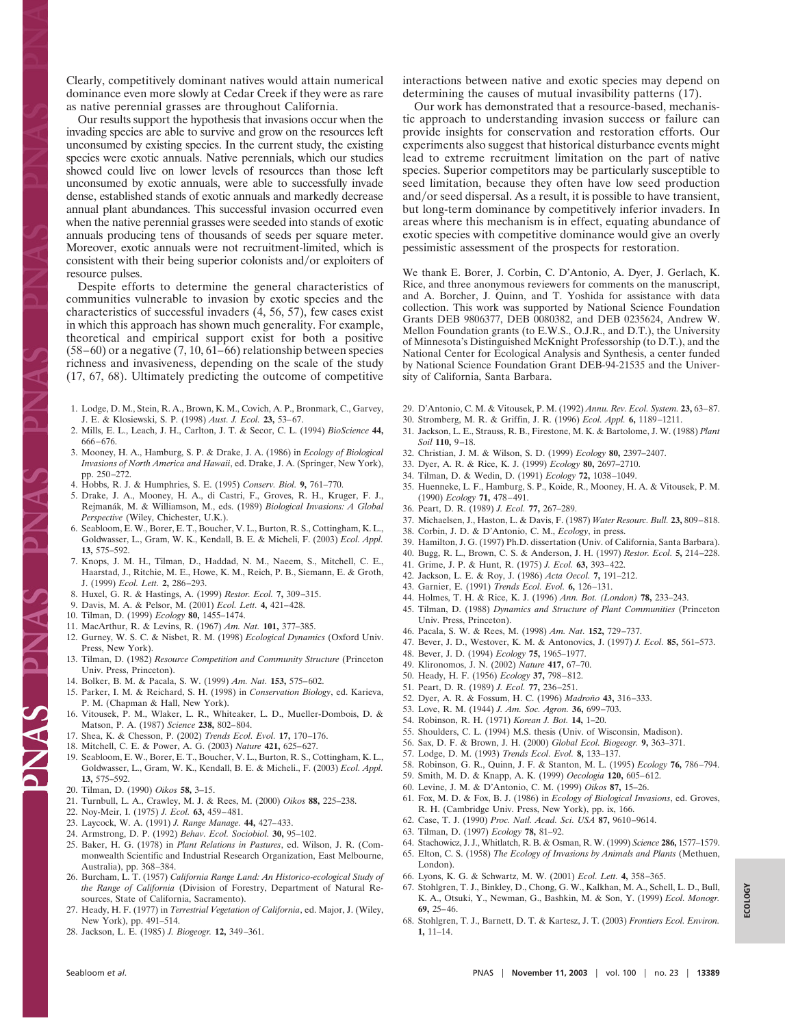Clearly, competitively dominant natives would attain numerical dominance even more slowly at Cedar Creek if they were as rare as native perennial grasses are throughout California.

Our results support the hypothesis that invasions occur when the invading species are able to survive and grow on the resources left unconsumed by existing species. In the current study, the existing species were exotic annuals. Native perennials, which our studies showed could live on lower levels of resources than those left unconsumed by exotic annuals, were able to successfully invade dense, established stands of exotic annuals and markedly decrease annual plant abundances. This successful invasion occurred even when the native perennial grasses were seeded into stands of exotic annuals producing tens of thousands of seeds per square meter. Moreover, exotic annuals were not recruitment-limited, which is consistent with their being superior colonists and/or exploiters of resource pulses.

Despite efforts to determine the general characteristics of communities vulnerable to invasion by exotic species and the characteristics of successful invaders (4, 56, 57), few cases exist in which this approach has shown much generality. For example, theoretical and empirical support exist for both a positive (58–60) or a negative (7, 10, 61–66) relationship between species richness and invasiveness, depending on the scale of the study (17, 67, 68). Ultimately predicting the outcome of competitive interactions between native and exotic species may depend on determining the causes of mutual invasibility patterns (17).

Our work has demonstrated that a resource-based, mechanistic approach to understanding invasion success or failure can provide insights for conservation and restoration efforts. Our experiments also suggest that historical disturbance events might lead to extreme recruitment limitation on the part of native species. Superior competitors may be particularly susceptible to seed limitation, because they often have low seed production and/or seed dispersal. As a result, it is possible to have transient, but long-term dominance by competitively inferior invaders. In areas where this mechanism is in effect, equating abundance of exotic species with competitive dominance would give an overly pessimistic assessment of the prospects for restoration.

We thank E. Borer, J. Corbin, C. D'Antonio, A. Dyer, J. Gerlach, K. Rice, and three anonymous reviewers for comments on the manuscript, and A. Borcher, J. Quinn, and T. Yoshida for assistance with data collection. This work was supported by National Science Foundation Grants DEB 9806377, DEB 0080382, and DEB 0235624, Andrew W. Mellon Foundation grants (to E.W.S., O.J.R., and D.T.), the University of Minnesota's Distinguished McKnight Professorship (to D.T.), and the National Center for Ecological Analysis and Synthesis, a center funded by National Science Foundation Grant DEB-94-21535 and the University of California, Santa Barbara.

1. Lodge, D. M., Stein, R. A., Brown, K. M., Covich, A. P., Bronmark, C., Garvey, J. E. & Klosiewski, S. P. (1998) *Aust. J. Ecol.* **23,** 53–67.
2. Mills, E. L., Leach, J. H., Carlton, J. T. & Secor, C. L. (1994) *BioScience* **44,** 666–676.
3. Mooney, H. A., Hamburg, S. P. & Drake, J. A. (1986) in *Ecology of Biological Invasions of North America and Hawaii*, ed. Drake, J. A. (Springer, New York), pp. 250–272.
4. Hobbs, R. J. & Humphries, S. E. (1995) *Conserv. Biol.* **9,** 761–770.
5. Drake, J. A., Mooney, H. A., di Castri, F., Groves, R. H., Kruger, F. J., Rejmanák, M. & Williamson, M., eds. (1989) *Biological Invasions: A Global Perspective* (Wiley, Chichester, U.K.).
6. Seabloom, E. W., Borer, E. T., Boucher, V. L., Burton, R. S., Cottingham, K. L., Goldwasser, L., Gram, W. K., Kendall, B. E. & Micheli, F. (2003) *Ecol. Appl.* **13,** 575–592.
7. Knops, J. M. H., Tilman, D., Haddad, N. M., Naeem, S., Mitchell, C. E., Haarstad, J., Ritchie, M. E., Howe, K. M., Reich, P. B., Siemann, E. & Groth, J. (1999) *Ecol. Lett.* **2,** 286–293.
8. Huxel, G. R. & Hastings, A. (1999) *Restor. Ecol.* **7,** 309–315.
9. Davis, M. A. & Pelsor, M. (2001) *Ecol. Lett.* **4,** 421–428.
10. Tilman, D. (1999) *Ecology* **80,** 1455–1474.
11. MacArthur, R. & Levins, R. (1967) *Am. Nat.* **101,** 377–385.
12. Gurney, W. S. C. & Nisbet, R. M. (1998) *Ecological Dynamics* (Oxford Univ. Press, New York).
13. Tilman, D. (1982) *Resource Competition and Community Structure* (Princeton Univ. Press, Princeton).
14. Bolker, B. M. & Pacala, S. W. (1999) *Am. Nat.* **153,** 575–602.
15. Parker, I. M. & Reichard, S. H. (1998) in *Conservation Biology*, ed. Karieva, P. M. (Chapman & Hall, New York).
16. Vitousek, P. M., Wlaker, L. R., Whiteaker, L. D., Mueller-Dombois, D. & Matson, P. A. (1987) *Science* **238,** 802–804.
17. Shea, K. & Chesson, P. (2002) *Trends Ecol. Evol.* **17,** 170–176.
18. Mitchell, C. E. & Power, A. G. (2003) *Nature* **421,** 625–627.
19. Seabloom, E. W., Borer, E. T., Boucher, V. L., Burton, R. S., Cottingham, K. L., Goldwasser, L., Gram, W. K., Kendall, B. E. & Micheli, F. (2003) *Ecol. Appl.* **13,** 575–592.
20. Tilman, D. (1990) *Oikos* **58,** 3–15.
21. Turnbull, L. A., Crawley, M. J. & Rees, M. (2000) *Oikos* **88,** 225–238.
22. Noy-Meir, I. (1975) *J. Ecol.* **63,** 459–481.
23. Laycock, W. A. (1991) *J. Range Manage.* **44,** 427–433.
24. Armstrong, D. P. (1992) *Behav. Ecol. Sociobiol.* **30,** 95–102.
25. Baker, H. G. (1978) in *Plant Relations in Pastures*, ed. Wilson, J. R. (Commonwealth Scientific and Industrial Research Organization, East Melbourne, Australia), pp. 368–384.
26. Burcham, L. T. (1957) *California Range Land: An Historico-ecological Study of the Range of California* (Division of Forestry, Department of Natural Resources, State of California, Sacramento).
27. Heady, H. F. (1977) in *Terrestrial Vegetation of California*, ed. Major, J. (Wiley, New York), pp. 491–514.
28. Jackson, L. E. (1985) *J. Biogeogr.* **12,** 349–361.
29. D'Antonio, C. M. & Vitousek, P. M. (1992) *Annu. Rev. Ecol. System.* **23,** 63–87.
30. Stromberg, M. R. & Griffin, J. R. (1996) *Ecol. Appl.* **6,** 1189–1211.
31. Jackson, L. E., Strauss, R. B., Firestone, M. K. & Bartolome, J. W. (1988) *Plant Soil* **110,** 9–18.
32. Christian, J. M. & Wilson, S. D. (1999) *Ecology* **80,** 2397–2407.
33. Dyer, A. R. & Rice, K. J. (1999) *Ecology* **80,** 2697–2710.
34. Tilman, D. & Wedin, D. (1991) *Ecology* **72,** 1038–1049.
35. Huenneke, L. F., Hamburg, S. P., Koide, R., Mooney, H. A. & Vitousek, P. M. (1990) *Ecology* **71,** 478–491.
36. Peart, D. R. (1989) *J. Ecol.* **77,** 267–289.
37. Michaelsen, J., Haston, L. & Davis, F. (1987) *Water Resour. Bull.* **23,** 809–818.
38. Corbin, J. D. & D'Antonio, C. M., *Ecology*, in press.
39. Hamilton, J. G. (1997) Ph.D. dissertation (Univ. of California, Santa Barbara).
40. Bugg, R. L., Brown, C. S. & Anderson, J. H. (1997) *Restor. Ecol.* **5,** 214–228.
41. Grime, J. P. & Hunt, R. (1975) *J. Ecol.* **63,** 393–422.
42. Jackson, L. E. & Roy, J. (1986) *Acta Oecol.* **7,** 191–212.
43. Garnier, E. (1991) *Trends Ecol. Evol.* **6,** 126–131.
44. Holmes, T. H. & Rice, K. J. (1996) *Ann. Bot. (London)* **78,** 233–243.
45. Tilman, D. (1988) *Dynamics and Structure of Plant Communities* (Princeton Univ. Press, Princeton).
46. Pacala, S. W. & Rees, M. (1998) *Am. Nat.* **152,** 729–737.
47. Bever, J. D., Westover, K. M. & Antonovics, J. (1997) *J. Ecol.* **85,** 561–573.
48. Bever, J. D. (1994) *Ecology* **75,** 1965–1977.
49. Klironomos, J. N. (2002) *Nature* **417,** 67–70.
50. Heady, H. F. (1956) *Ecology* **37,** 798–812.
51. Peart, D. R. (1989) *J. Ecol.* **77,** 236–251.
52. Dyer, A. R. & Fossum, H. C. (1996) *Madroño* **43,** 316–333.
53. Love, R. M. (1944) *J. Am. Soc. Agron.* **36,** 699–703.
54. Robinson, R. H. (1971) *Korean J. Bot.* **14,** 1–20.
55. Shoulders, C. L. (1994) M.S. thesis (Univ. of Wisconsin, Madison).
56. Sax, D. F. & Brown, J. H. (2000) *Global Ecol. Biogeogr.* **9,** 363–371.
57. Lodge, D. M. (1993) *Trends Ecol. Evol.* **8,** 133–137.
58. Robinson, G. R., Quinn, J. F. & Stanton, M. L. (1995) *Ecology* **76,** 786–794.
59. Smith, M. D. & Knapp, A. K. (1999) *Oecologia* **120,** 605–612.
60. Levine, J. M. & D'Antonio, C. M. (1999) *Oikos* **87,** 15–26.
61. Fox, M. D. & Fox, B. J. (1986) in *Ecology of Biological Invasions*, ed. Groves, R. H. (Cambridge Univ. Press, New York), pp. ix, 166.
62. Case, T. J. (1990) *Proc. Natl. Acad. Sci. USA* **87,** 9610–9614.
63. Tilman, D. (1997) *Ecology* **78,** 81–92.
64. Stachowicz, J. J., Whitlatch, R. B. & Osman, R. W. (1999) *Science* **286,** 1577–1579.
65. Elton, C. S. (1958) *The Ecology of Invasions by Animals and Plants* (Methuen, London).
66. Lyons, K. G. & Schwartz, M. W. (2001) *Ecol. Lett.* **4,** 358–365.
67. Stohlgren, T. J., Binkley, D., Chong, G. W., Kalkhan, M. A., Schell, L. D., Bull, K. A., Otsuki, Y., Newman, G., Bashkin, M. & Son, Y. (1999) *Ecol. Monogr.* **69,** 25–46.
68. Stohlgren, T. J., Barnett, D. T. & Kartesz, J. T. (2003) *Frontiers Ecol. Environ.* **1,** 11–14.